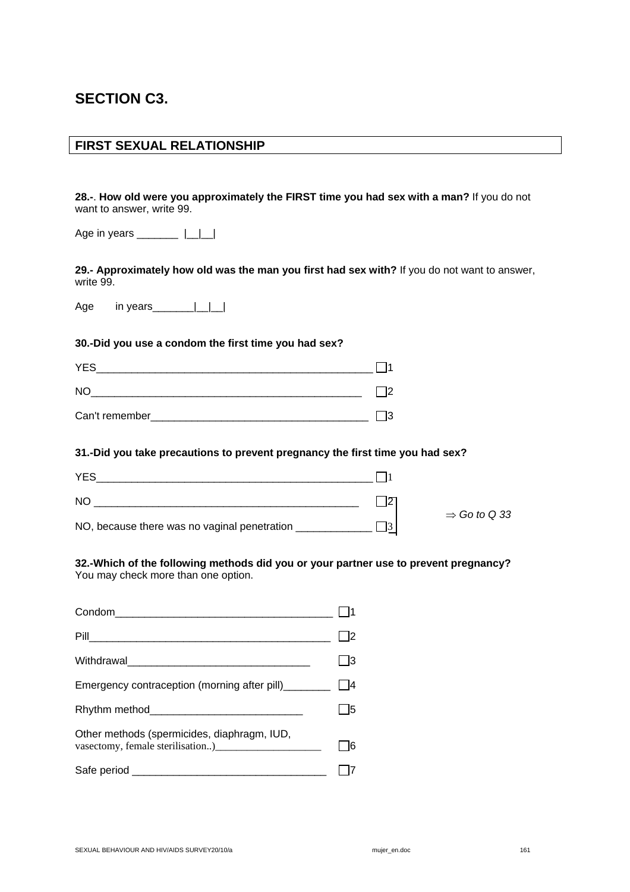# SECTION C3.

## FIRST SEXUAL RELATIONSHIP

**28.-**. **How old were you approximately the FIRST time you had sex with a man?** If you do not want to answer, write 99.

Age in years _______ |__|__|

**29.- Approximately how old was the man you first had sex with?** If you do not want to answer, write 99.

Age in years_______|__|__|

**30.-Did you use a condom the first time you had sex?**

YES_______________________________________________ ☐1

NO_______________________________________________ ☐2

Can't remember_____________________________________ ☐3

**31.-Did you take precautions to prevent pregnancy the first time you had sex?**

YES_______________________________________________ ☐1

NO _______________________________________________ ☐2 ⇒ *Go to Q 33*

NO, because there was no vaginal penetration _____________ ☐3 ⇒ *Go to Q 33*

**32.-Which of the following methods did you or your partner use to prevent pregnancy?** You may check more than one option.

Condom_____________________________________ ☐1

Pill_________________________________________ ☐2

Withdrawal______________________________ ☐3

Emergency contraception (morning after pill)________ ☐4

Rhythm method__________________________ ☐5

Other methods (spermicides, diaphragm, IUD, vasectomy, female sterilisation..)____________________ ☐6

Safe period _________________________________ ☐7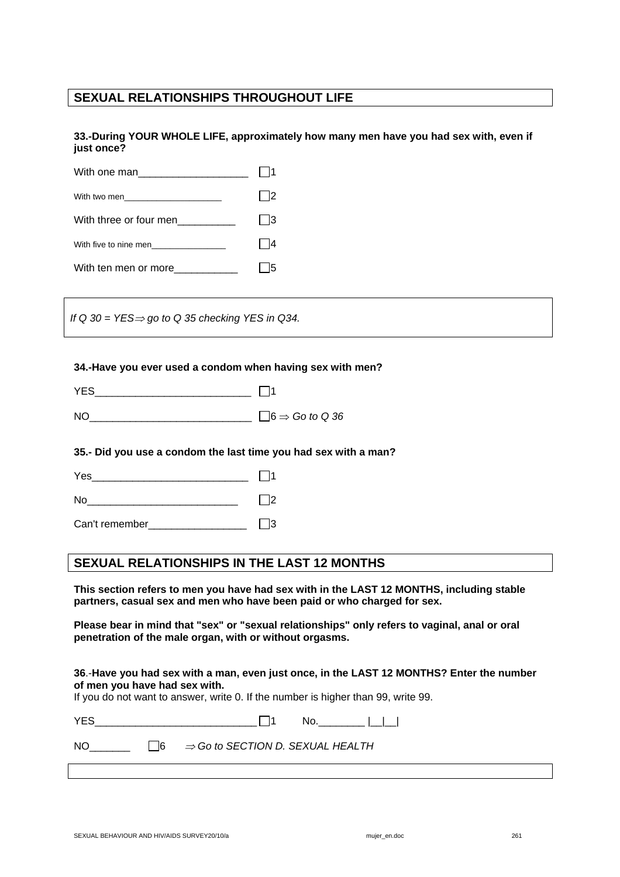## SEXUAL RELATIONSHIPS THROUGHOUT LIFE

**33.-During YOUR WHOLE LIFE, approximately how many men have you had sex with, even if just once?**

With one man___________________ ☐1

With two men___________________ ☐2

With three or four men__________ ☐3

With five to nine men_______________ ☐4

With ten men or more___________ ☐5

*If Q 30 = YES⇒ go to Q 35 checking YES in Q34.*

**34.-Have you ever used a condom when having sex with men?**

YES___________________________ ☐1

NO____________________________ ☐6 ⇒ *Go to Q 36*

**35.- Did you use a condom the last time you had sex with a man?**

Yes___________________________ ☐1

No__________________________ ☐2

Can't remember_________________ ☐3

## SEXUAL RELATIONSHIPS IN THE LAST 12 MONTHS

**This section refers to men you have had sex with in the LAST 12 MONTHS, including stable partners, casual sex and men who have been paid or who charged for sex.**

**Please bear in mind that "sex" or "sexual relationships" only refers to vaginal, anal or oral penetration of the male organ, with or without orgasms.**

**36.-Have you had sex with a man, even just once, in the LAST 12 MONTHS? Enter the number of men you have had sex with.**
If you do not want to answer, write 0. If the number is higher than 99, write 99.

YES____________________________ ☐1   No.________ |__|__|

NO_______ ☐6 ⇒ *Go to SECTION D. SEXUAL HEALTH*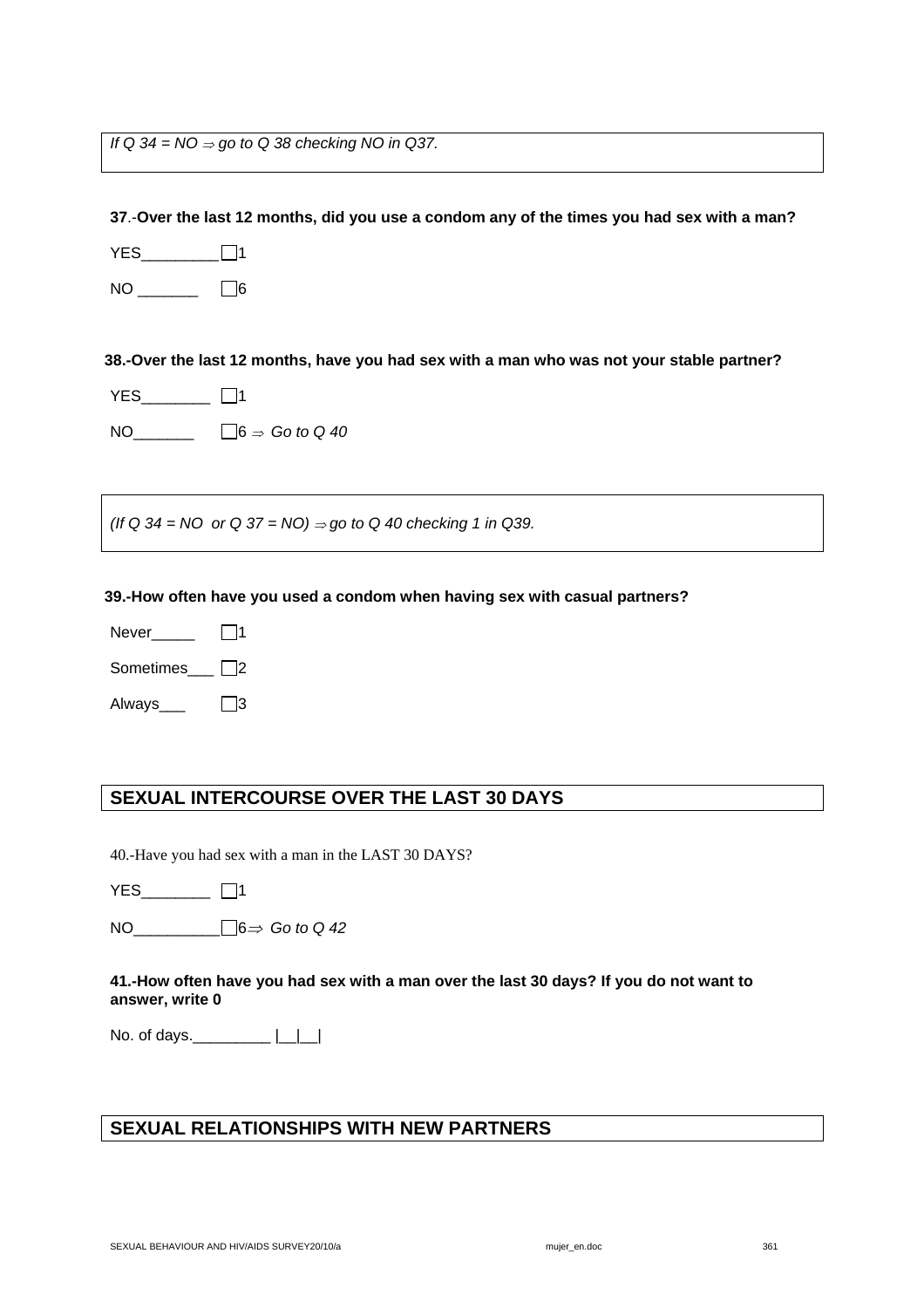*If Q 34 = NO ⇒ go to Q 38 checking NO in Q37.*

**37**.-**Over the last 12 months, did you use a condom any of the times you had sex with a man?**

YES_________ ☐1

NO _______ ☐6

**38.-Over the last 12 months, have you had sex with a man who was not your stable partner?**

YES________ ☐1

NO_______ ☐6 ⇒ *Go to Q 40*

*(If Q 34 = NO or Q 37 = NO) ⇒ go to Q 40 checking 1 in Q39.*

**39.-How often have you used a condom when having sex with casual partners?**

Never_____ ☐1

Sometimes___ ☐2

Always___ ☐3

## SEXUAL INTERCOURSE OVER THE LAST 30 DAYS

40.-Have you had sex with a man in the LAST 30 DAYS?

YES________ ☐1

NO__________ ☐6⇒ *Go to Q 42*

**41.-How often have you had sex with a man over the last 30 days? If you do not want to answer, write 0**

No. of days._________ |__|__|

## SEXUAL RELATIONSHIPS WITH NEW PARTNERS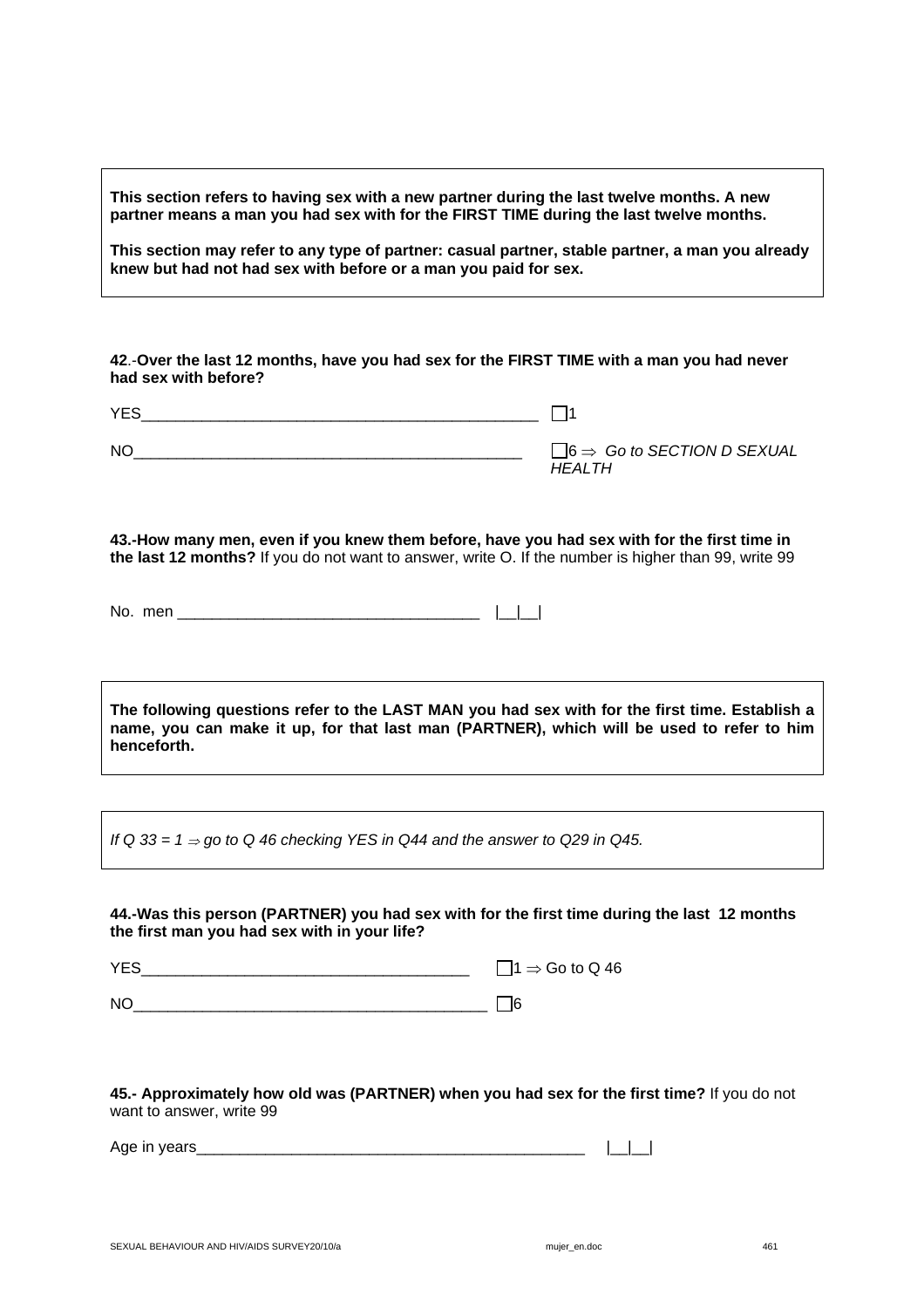**This section refers to having sex with a new partner during the last twelve months. A new partner means a man you had sex with for the FIRST TIME during the last twelve months.**

**This section may refer to any type of partner: casual partner, stable partner, a man you already knew but had not had sex with before or a man you paid for sex.**

**42.-Over the last 12 months, have you had sex for the FIRST TIME with a man you had never had sex with before?**

YES_______________________________________________ ☐1

NO_______________________________________________ ☐6 ⇒ *Go to SECTION D SEXUAL HEALTH*

**43.-How many men, even if you knew them before, have you had sex with for the first time in the last 12 months?** If you do not want to answer, write O. If the number is higher than 99, write 99

No. men ___________________________________ |__|__|

**The following questions refer to the LAST MAN you had sex with for the first time. Establish a name, you can make it up, for that last man (PARTNER), which will be used to refer to him henceforth.**

*If Q 33 = 1 ⇒ go to Q 46 checking YES in Q44 and the answer to Q29 in Q45.*

**44.-Was this person (PARTNER) you had sex with for the first time during the last 12 months the first man you had sex with in your life?**

YES_______________________________________ ☐1 ⇒ Go to Q 46

NO_________________________________________ ☐6

**45.- Approximately how old was (PARTNER) when you had sex for the first time?** If you do not want to answer, write 99

Age in years_______________________________________________ |__|__|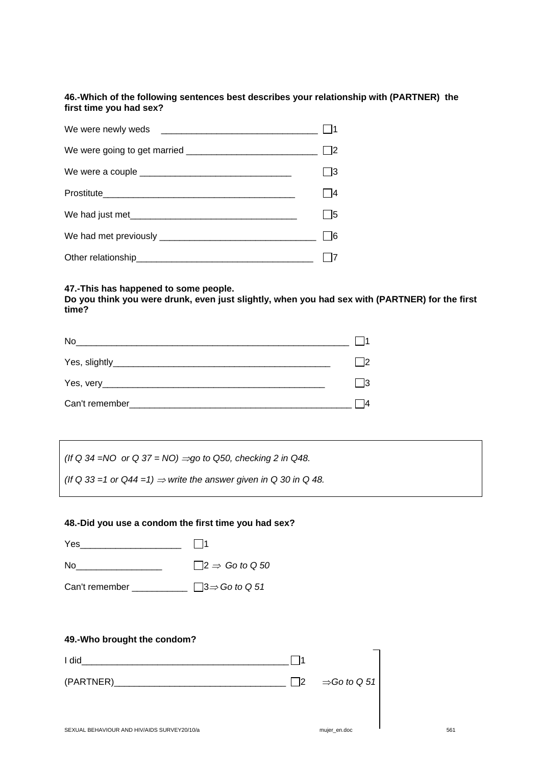**46.-Which of the following sentences best describes your relationship with (PARTNER) the first time you had sex?**

| | |
|---|---|
| We were newly weds | ☐1 |
| We were going to get married | ☐2 |
| We were a couple | ☐3 |
| Prostitute | ☐4 |
| We had just met | ☐5 |
| We had met previously | ☐6 |
| Other relationship | ☐7 |

**47.-This has happened to some people.**
**Do you think you were drunk, even just slightly, when you had sex with (PARTNER) for the first time?**

| | |
|---|---|
| No | ☐1 |
| Yes, slightly | ☐2 |
| Yes, very | ☐3 |
| Can't remember | ☐4 |

*(If Q 34 =NO or Q 37 = NO) ⇒go to Q50, checking 2 in Q48.*

*(If Q 33 =1 or Q44 =1) ⇒ write the answer given in Q 30 in Q 48.*

**48.-Did you use a condom the first time you had sex?**

| | |
|---|---|
| Yes | ☐1 |
| No | ☐2 ⇒ *Go to Q 50* |
| Can't remember | ☐3⇒ *Go to Q 51* |

**49.-Who brought the condom?**

| | | |
|---|---|---|
| I did | ☐1 | |
| (PARTNER) | ☐2 | ⇒*Go to Q 51* |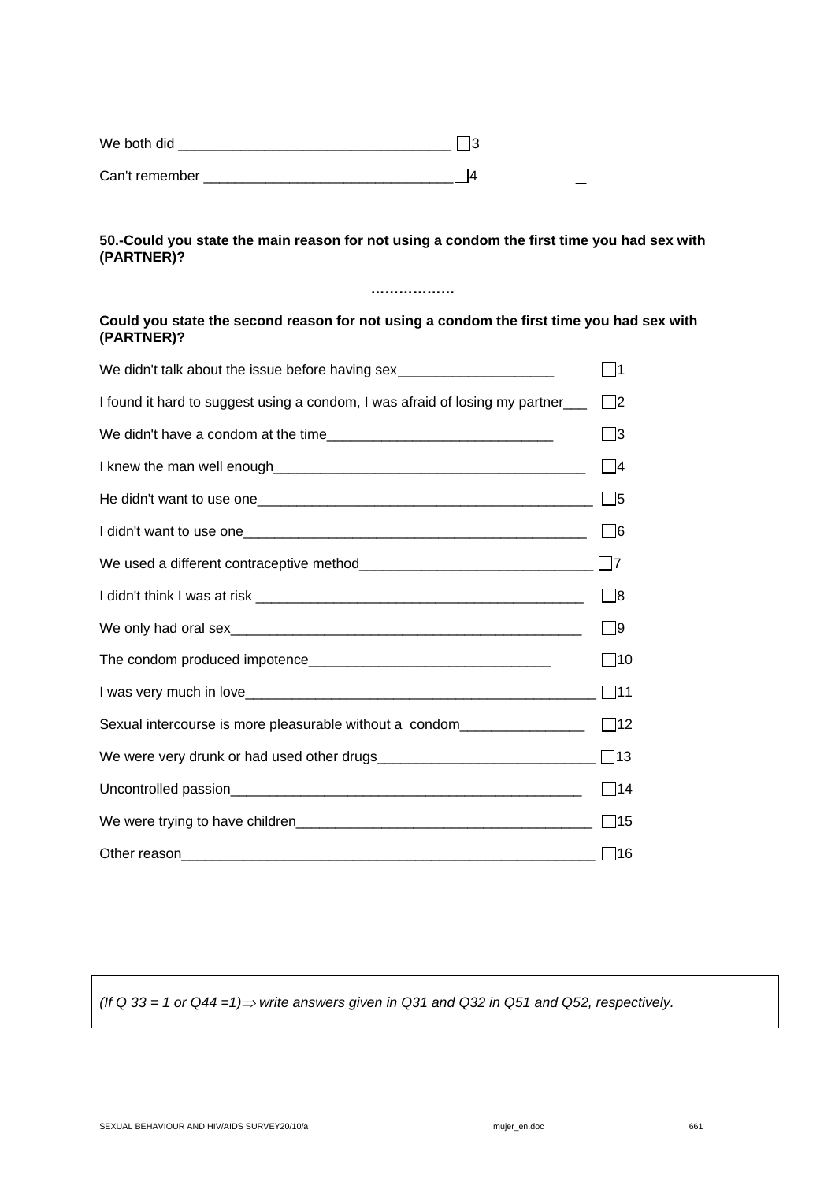We both did ___________________________________ ☐3

Can't remember ________________________________ ☐4

**50.-Could you state the main reason for not using a condom the first time you had sex with (PARTNER)?**

**………………**

**Could you state the second reason for not using a condom the first time you had sex with (PARTNER)?**

We didn't talk about the issue before having sex____________________ ☐1

I found it hard to suggest using a condom, I was afraid of losing my partner___ ☐2

We didn't have a condom at the time_____________________________ ☐3

I knew the man well enough_________________________________________ ☐4

He didn't want to use one____________________________________________ ☐5

I didn't want to use one_____________________________________________ ☐6

We used a different contraceptive method______________________________ ☐7

I didn't think I was at risk __________________________________________ ☐8

We only had oral sex_______________________________________________ ☐9

The condom produced impotence_______________________________ ☐10

I was very much in love_______________________________________________ ☐11

Sexual intercourse is more pleasurable without a condom________________ ☐12

We were very drunk or had used other drugs____________________________ ☐13

Uncontrolled passion_______________________________________________ ☐14

We were trying to have children______________________________________ ☐15

Other reason______________________________________________________ ☐16

*(If Q 33 = 1 or Q44 =1)⇒ write answers given in Q31 and Q32 in Q51 and Q52, respectively.*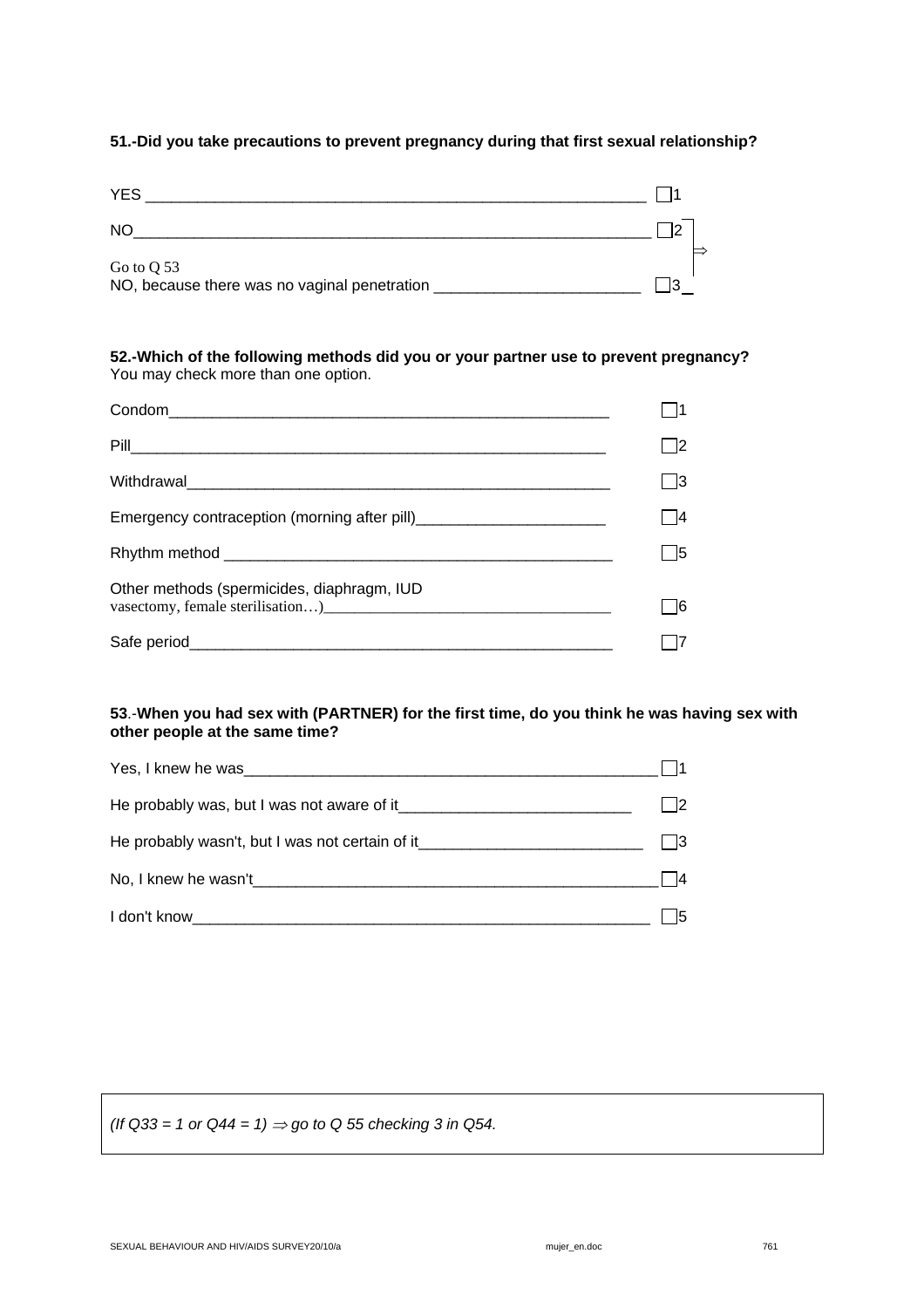**51.-Did you take precautions to prevent pregnancy during that first sexual relationship?**

YES ____________________________________________________________ ☐1

NO______________________________________________________________ ☐2 ⇒ Go to Q 53

NO, because there was no vaginal penetration ________________________ ☐3

**52.-Which of the following methods did you or your partner use to prevent pregnancy?**
You may check more than one option.

Condom_____________________________________________________ ☐1

Pill_________________________________________________________ ☐2

Withdrawal__________________________________________________ ☐3

Emergency contraception (morning after pill)______________________ ☐4

Rhythm method _______________________________________________ ☐5

Other methods (spermicides, diaphragm, IUD
vasectomy, female sterilisation…)_____________________________________ ☐6

Safe period__________________________________________________ ☐7

**53.-When you had sex with (PARTNER) for the first time, do you think he was having sex with other people at the same time?**

Yes, I knew he was_________________________________________________ ☐1

He probably was, but I was not aware of it___________________________ ☐2

He probably wasn't, but I was not certain of it__________________________ ☐3

No, I knew he wasn't_______________________________________________ ☐4

I don't know______________________________________________________ ☐5

*(If Q33 = 1 or Q44 = 1) ⇒ go to Q 55 checking 3 in Q54.*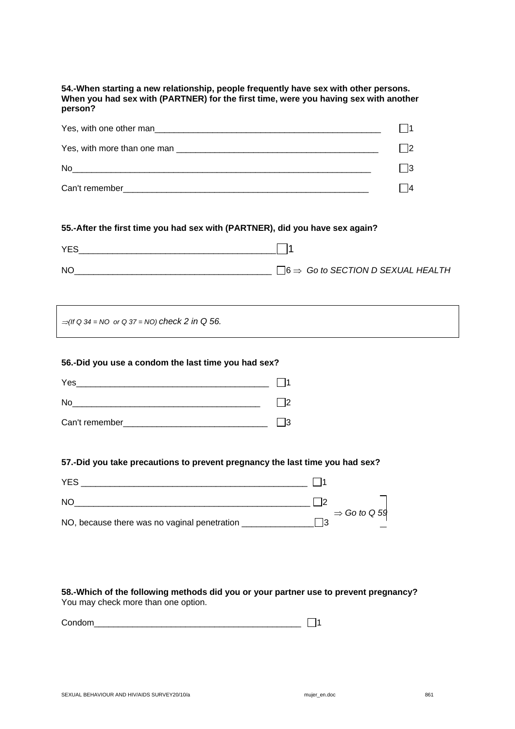**54.-When starting a new relationship, people frequently have sex with other persons. When you had sex with (PARTNER) for the first time, were you having sex with another person?**

Yes, with one other man_______________________________________________ ☐1

Yes, with more than one man __________________________________________ ☐2

No_______________________________________________________________ ☐3

Can't remember____________________________________________________ ☐4

**55.-After the first time you had sex with (PARTNER), did you have sex again?**

YES_________________________________________ ☐1

NO_________________________________________ ☐6 ⇒ *Go to SECTION D SEXUAL HEALTH*

> ⇒*(If Q 34 = NO or Q 37 = NO) check 2 in Q 56.*

**56.-Did you use a condom the last time you had sex?**

Yes_________________________________________ ☐1

No_________________________________________ ☐2

Can't remember______________________________ ☐3

**57.-Did you take precautions to prevent pregnancy the last time you had sex?**

YES _________________________________________________ ☐1

NO__________________________________________________ ☐2 ⎤
 ⎬ ⇒ *Go to Q 59*
NO, because there was no vaginal penetration _______________ ☐3 ⎦

**58.-Which of the following methods did you or your partner use to prevent pregnancy?**
You may check more than one option.

Condom_____________________________________________ ☐1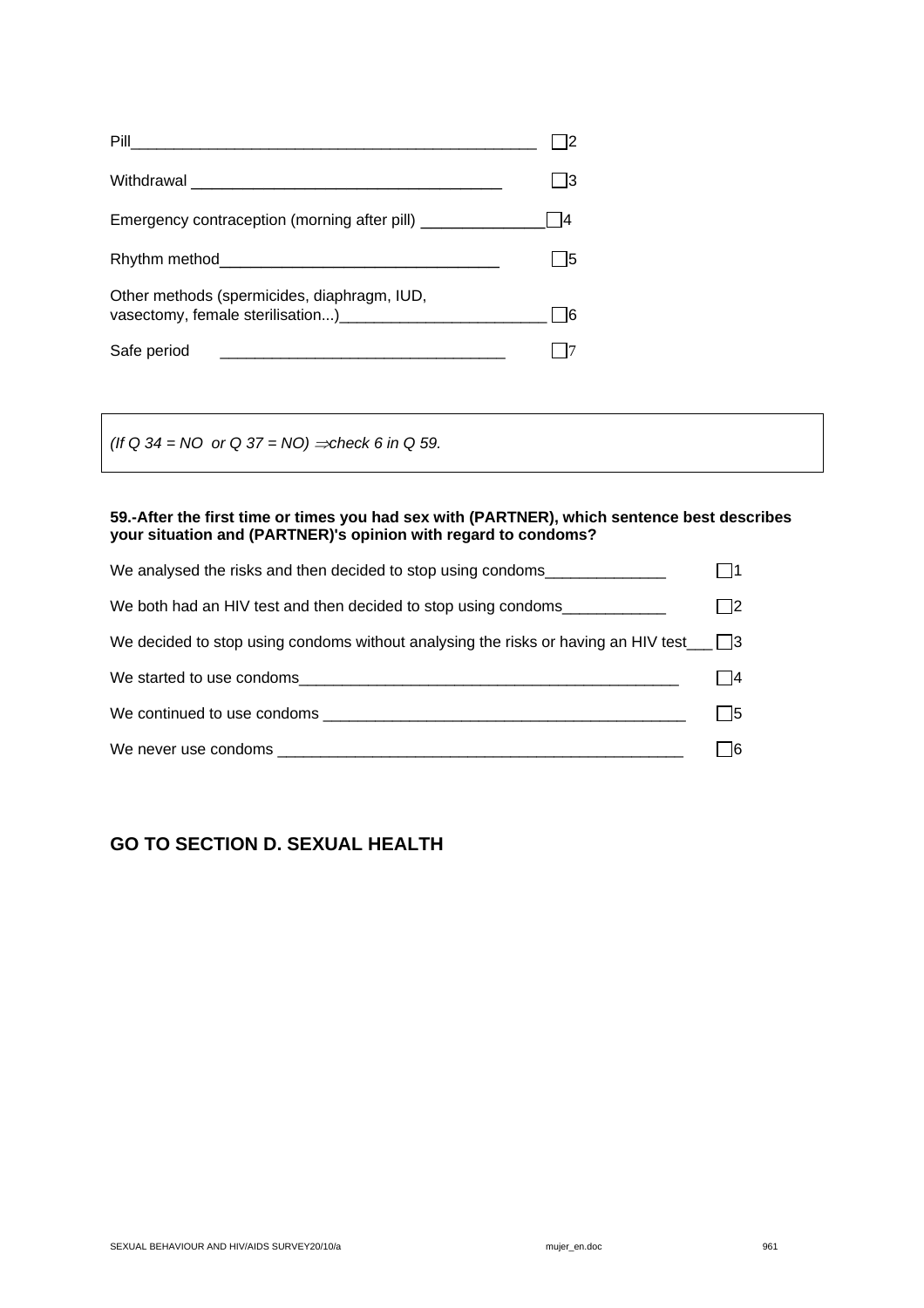Pill________________________________________________ ☐2

Withdrawal ____________________________________ ☐3

Emergency contraception (morning after pill) ______________☐4

Rhythm method________________________________ ☐5

Other methods (spermicides, diaphragm, IUD, vasectomy, female sterilisation...)________________________ ☐6

Safe period _________________________________ ☐7

*(If Q 34 = NO or Q 37 = NO) ⇒check 6 in Q 59.*

**59.-After the first time or times you had sex with (PARTNER), which sentence best describes your situation and (PARTNER)'s opinion with regard to condoms?**

We analysed the risks and then decided to stop using condoms______________ ☐1

We both had an HIV test and then decided to stop using condoms____________ ☐2

We decided to stop using condoms without analysing the risks or having an HIV test___ ☐3

We started to use condoms_____________________________________________ ☐4

We continued to use condoms __________________________________________ ☐5

We never use condoms ________________________________________________ ☐6

## GO TO SECTION D. SEXUAL HEALTH